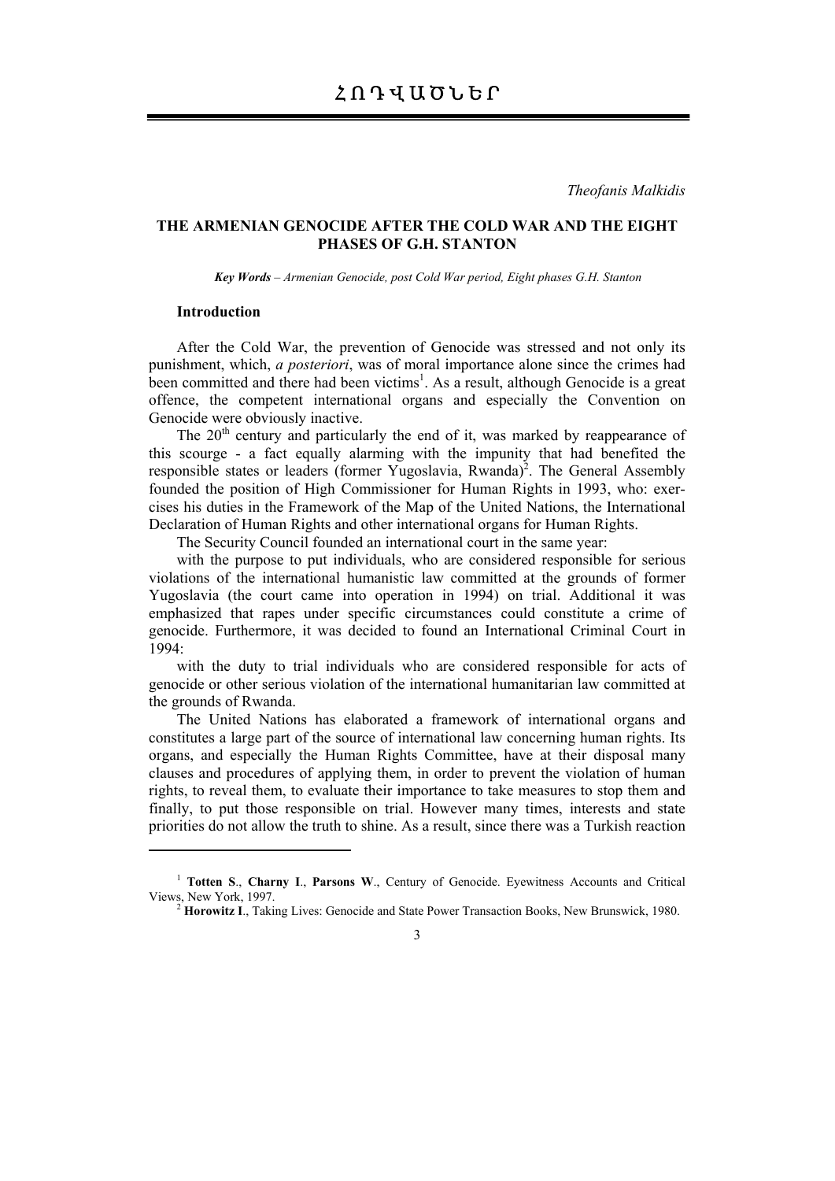# ՀՈԴՎԱԾՆԵՐ

*Theofanis Malkidis*

## THE ARMENIAN GENOCIDE AFTER THE COLD WAR AND THE EIGHT PHASES OF G.H. STANTON

***Key Words*** *– Armenian Genocide, post Cold War period, Eight phases G.H. Stanton*

### Introduction

After the Cold War, the prevention of Genocide was stressed and not only its punishment, which, *a posteriori*, was of moral importance alone since the crimes had been committed and there had been victims[1]. As a result, although Genocide is a great offence, the competent international organs and especially the Convention on Genocide were obviously inactive.

The 20th century and particularly the end of it, was marked by reappearance of this scourge - a fact equally alarming with the impunity that had benefited the responsible states or leaders (former Yugoslavia, Rwanda)[2]. The General Assembly founded the position of High Commissioner for Human Rights in 1993, who: exercises his duties in the Framework of the Map of the United Nations, the International Declaration of Human Rights and other international organs for Human Rights.

The Security Council founded an international court in the same year:

with the purpose to put individuals, who are considered responsible for serious violations of the international humanistic law committed at the grounds of former Yugoslavia (the court came into operation in 1994) on trial. Additional it was emphasized that rapes under specific circumstances could constitute a crime of genocide. Furthermore, it was decided to found an International Criminal Court in 1994:

with the duty to trial individuals who are considered responsible for acts of genocide or other serious violation of the international humanitarian law committed at the grounds of Rwanda.

The United Nations has elaborated a framework of international organs and constitutes a large part of the source of international law concerning human rights. Its organs, and especially the Human Rights Committee, have at their disposal many clauses and procedures of applying them, in order to prevent the violation of human rights, to reveal them, to evaluate their importance to take measures to stop them and finally, to put those responsible on trial. However many times, interests and state priorities do not allow the truth to shine. As a result, since there was a Turkish reaction

---

[1] **Totten S**., **Charny I**., **Parsons W**., Century of Genocide. Eyewitness Accounts and Critical Views, New York, 1997.

[2] **Horowitz I**., Taking Lives: Genocide and State Power Transaction Books, New Brunswick, 1980.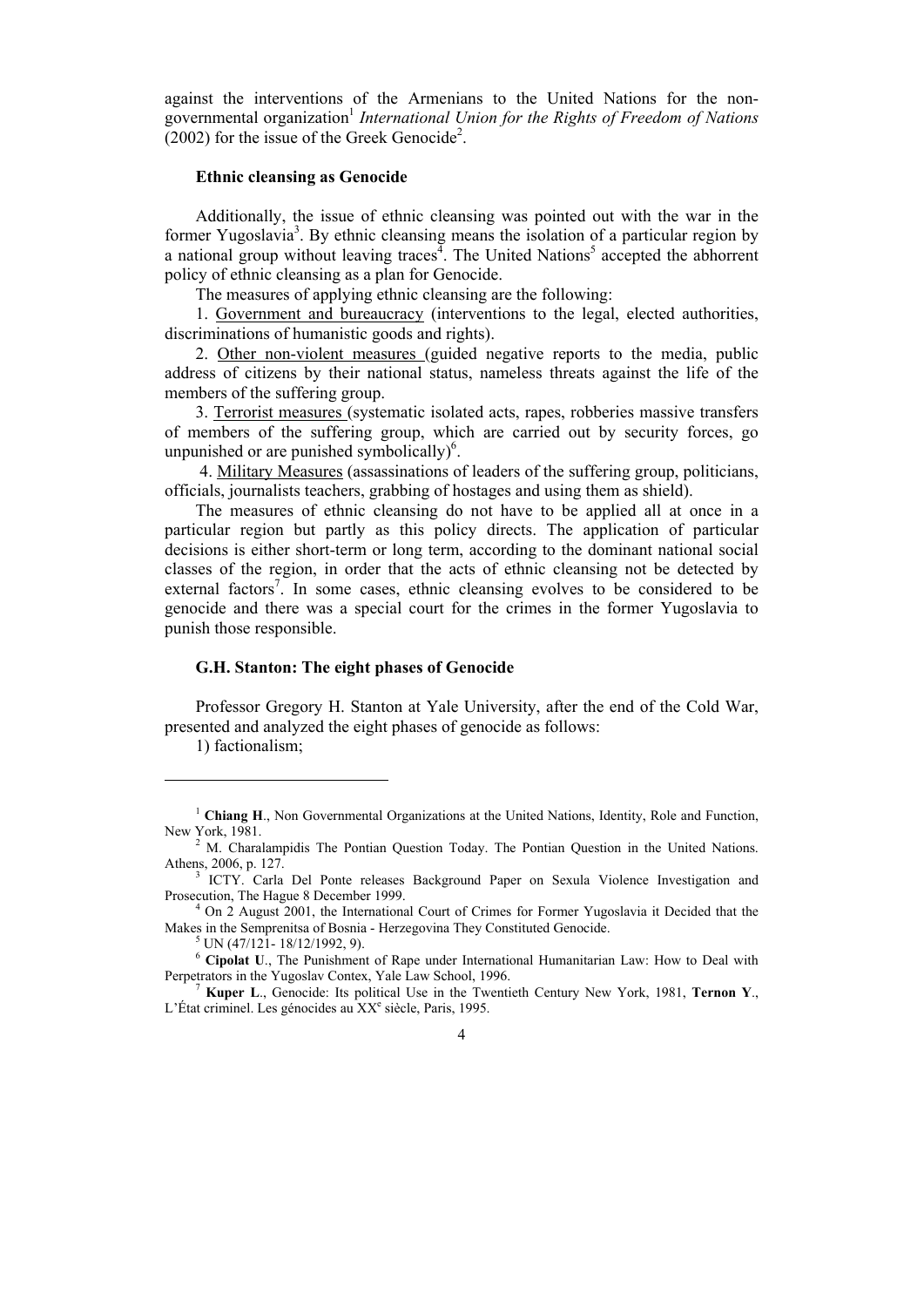against the interventions of the Armenians to the United Nations for the non-governmental organization[1] *International Union for the Rights of Freedom of Nations* (2002) for the issue of the Greek Genocide[2].

### Ethnic cleansing as Genocide

Additionally, the issue of ethnic cleansing was pointed out with the war in the former Yugoslavia[3]. By ethnic cleansing means the isolation of a particular region by a national group without leaving traces[4]. The United Nations[5] accepted the abhorrent policy of ethnic cleansing as a plan for Genocide.

The measures of applying ethnic cleansing are the following:

1. Government and bureaucracy (interventions to the legal, elected authorities, discriminations of humanistic goods and rights).

2. Other non-violent measures (guided negative reports to the media, public address of citizens by their national status, nameless threats against the life of the members of the suffering group.

3. Terrorist measures (systematic isolated acts, rapes, robberies massive transfers of members of the suffering group, which are carried out by security forces, go unpunished or are punished symbolically)[6].

4. Military Measures (assassinations of leaders of the suffering group, politicians, officials, journalists teachers, grabbing of hostages and using them as shield).

The measures of ethnic cleansing do not have to be applied all at once in a particular region but partly as this policy directs. The application of particular decisions is either short-term or long term, according to the dominant national social classes of the region, in order that the acts of ethnic cleansing not be detected by external factors[7]. In some cases, ethnic cleansing evolves to be considered to be genocide and there was a special court for the crimes in the former Yugoslavia to punish those responsible.

### G.H. Stanton: The eight phases of Genocide

Professor Gregory H. Stanton at Yale University, after the end of the Cold War, presented and analyzed the eight phases of genocide as follows:

1) factionalism;

---

[1] **Chiang H**., Non Governmental Organizations at the United Nations, Identity, Role and Function, New York, 1981.

[2] M. Charalampidis The Pontian Question Today. The Pontian Question in the United Nations. Athens, 2006, p. 127.

[3] ICTY. Carla Del Ponte releases Background Paper on Sexula Violence Investigation and Prosecution, The Hague 8 December 1999.

[4] On 2 August 2001, the International Court of Crimes for Former Yugoslavia it Decided that the Makes in the Semprenitsa of Bosnia - Herzegovina They Constituted Genocide.

[5] UN (47/121- 18/12/1992, 9).

[6] **Cipolat U**., The Punishment of Rape under International Humanitarian Law: How to Deal with Perpetrators in the Yugoslav Contex, Yale Law School, 1996.

[7] **Kuper L**., Genocide: Its political Use in the Twentieth Century New York, 1981, **Ternon Y**., L'État criminel. Les génocides au XX[e] siècle, Paris, 1995.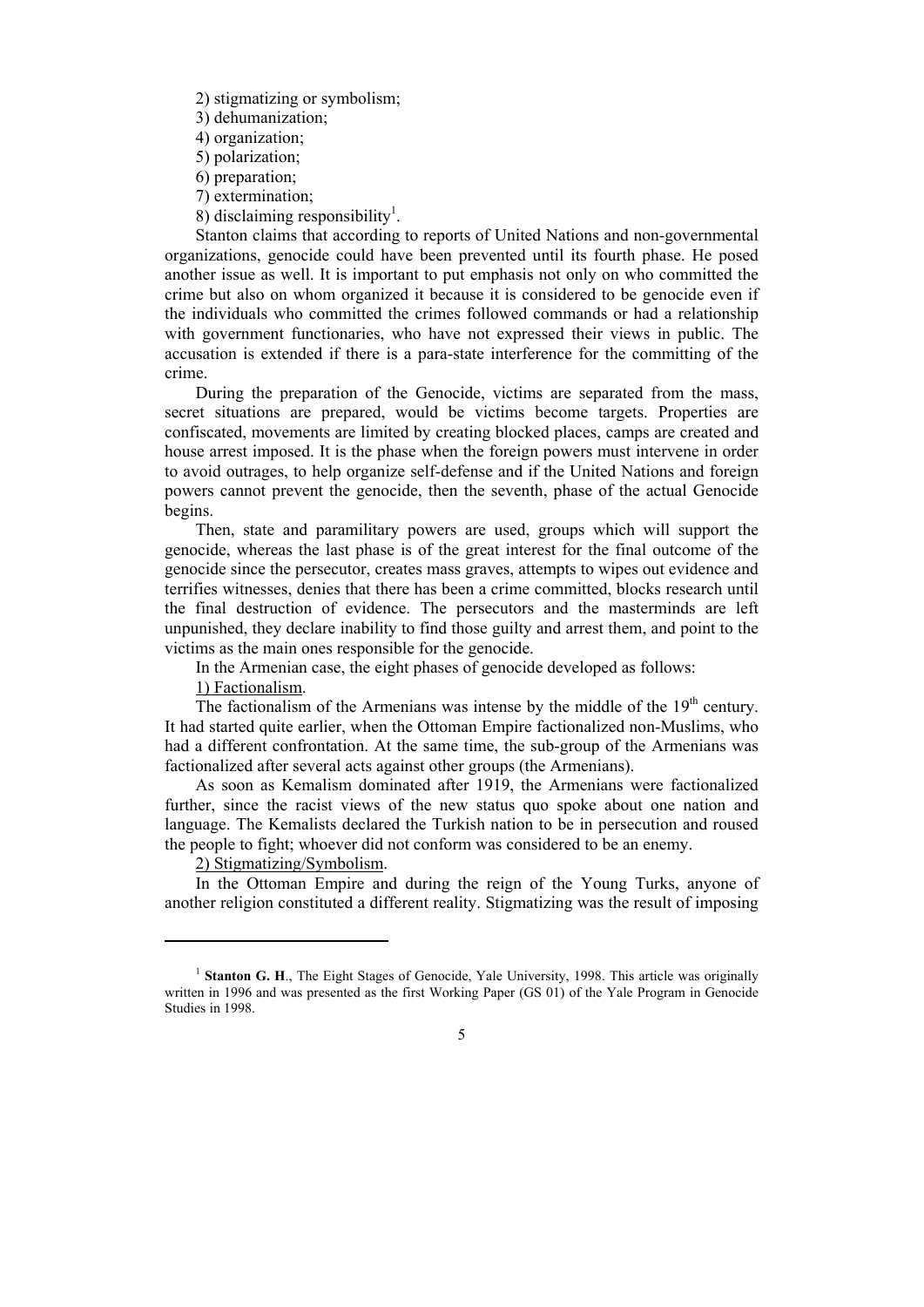2) stigmatizing or symbolism;

3) dehumanization;

4) organization;

5) polarization;

6) preparation;

7) extermination;

8) disclaiming responsibility[1].

Stanton claims that according to reports of United Nations and non-governmental organizations, genocide could have been prevented until its fourth phase. He posed another issue as well. It is important to put emphasis not only on who committed the crime but also on whom organized it because it is considered to be genocide even if the individuals who committed the crimes followed commands or had a relationship with government functionaries, who have not expressed their views in public. The accusation is extended if there is a para-state interference for the committing of the crime.

During the preparation of the Genocide, victims are separated from the mass, secret situations are prepared, would be victims become targets. Properties are confiscated, movements are limited by creating blocked places, camps are created and house arrest imposed. It is the phase when the foreign powers must intervene in order to avoid outrages, to help organize self-defense and if the United Nations and foreign powers cannot prevent the genocide, then the seventh, phase of the actual Genocide begins.

Then, state and paramilitary powers are used, groups which will support the genocide, whereas the last phase is of the great interest for the final outcome of the genocide since the persecutor, creates mass graves, attempts to wipes out evidence and terrifies witnesses, denies that there has been a crime committed, blocks research until the final destruction of evidence. The persecutors and the masterminds are left unpunished, they declare inability to find those guilty and arrest them, and point to the victims as the main ones responsible for the genocide.

In the Armenian case, the eight phases of genocide developed as follows:

<u>1) Factionalism</u>.

The factionalism of the Armenians was intense by the middle of the 19th century. It had started quite earlier, when the Ottoman Empire factionalized non-Muslims, who had a different confrontation. At the same time, the sub-group of the Armenians was factionalized after several acts against other groups (the Armenians).

As soon as Kemalism dominated after 1919, the Armenians were factionalized further, since the racist views of the new status quo spoke about one nation and language. The Kemalists declared the Turkish nation to be in persecution and roused the people to fight; whoever did not conform was considered to be an enemy.

<u>2) Stigmatizing/Symbolism</u>.

In the Ottoman Empire and during the reign of the Young Turks, anyone of another religion constituted a different reality. Stigmatizing was the result of imposing

---

[1] **Stanton G. H**., The Eight Stages of Genocide, Yale University, 1998. This article was originally written in 1996 and was presented as the first Working Paper (GS 01) of the Yale Program in Genocide Studies in 1998.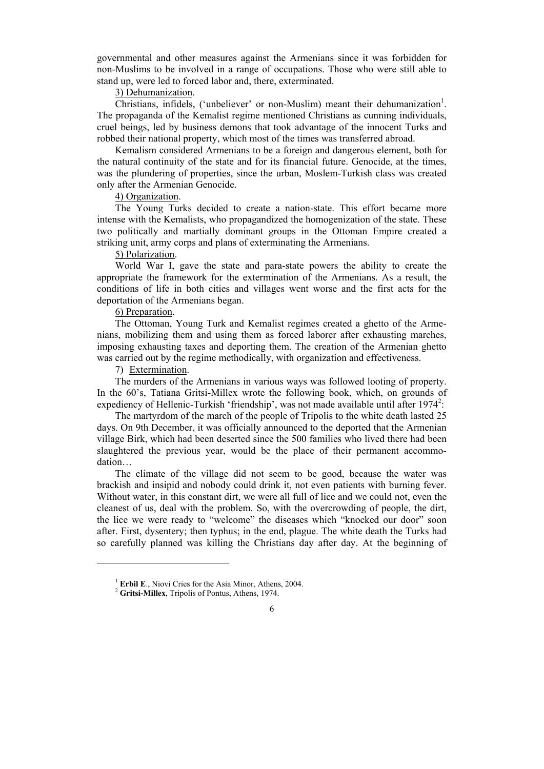governmental and other measures against the Armenians since it was forbidden for non-Muslims to be involved in a range of occupations. Those who were still able to stand up, were led to forced labor and, there, exterminated.

3) Dehumanization.

Christians, infidels, ('unbeliever' or non-Muslim) meant their dehumanization[1]. The propaganda of the Kemalist regime mentioned Christians as cunning individuals, cruel beings, led by business demons that took advantage of the innocent Turks and robbed their national property, which most of the times was transferred abroad.

Kemalism considered Armenians to be a foreign and dangerous element, both for the natural continuity of the state and for its financial future. Genocide, at the times, was the plundering of properties, since the urban, Moslem-Turkish class was created only after the Armenian Genocide.

4) Organization.

The Young Turks decided to create a nation-state. This effort became more intense with the Kemalists, who propagandized the homogenization of the state. These two politically and martially dominant groups in the Ottoman Empire created a striking unit, army corps and plans of exterminating the Armenians.

5) Polarization.

World War I, gave the state and para-state powers the ability to create the appropriate the framework for the extermination of the Armenians. As a result, the conditions of life in both cities and villages went worse and the first acts for the deportation of the Armenians began.

6) Preparation.

The Ottoman, Young Turk and Kemalist regimes created a ghetto of the Armenians, mobilizing them and using them as forced laborer after exhausting marches, imposing exhausting taxes and deporting them. The creation of the Armenian ghetto was carried out by the regime methodically, with organization and effectiveness.

7) Extermination.

The murders of the Armenians in various ways was followed looting of property. In the 60's, Tatiana Gritsi-Millex wrote the following book, which, on grounds of expediency of Hellenic-Turkish 'friendship', was not made available until after 1974[2]:

The martyrdom of the march of the people of Tripolis to the white death lasted 25 days. On 9th December, it was officially announced to the deported that the Armenian village Birk, which had been deserted since the 500 families who lived there had been slaughtered the previous year, would be the place of their permanent accommodation…

The climate of the village did not seem to be good, because the water was brackish and insipid and nobody could drink it, not even patients with burning fever. Without water, in this constant dirt, we were all full of lice and we could not, even the cleanest of us, deal with the problem. So, with the overcrowding of people, the dirt, the lice we were ready to "welcome" the diseases which "knocked our door" soon after. First, dysentery; then typhus; in the end, plague. The white death the Turks had so carefully planned was killing the Christians day after day. At the beginning of

---

[1] **Erbil E**., Niovi Cries for the Asia Minor, Athens, 2004.

[2] **Gritsi-Millex**, Tripolis of Pontus, Athens, 1974.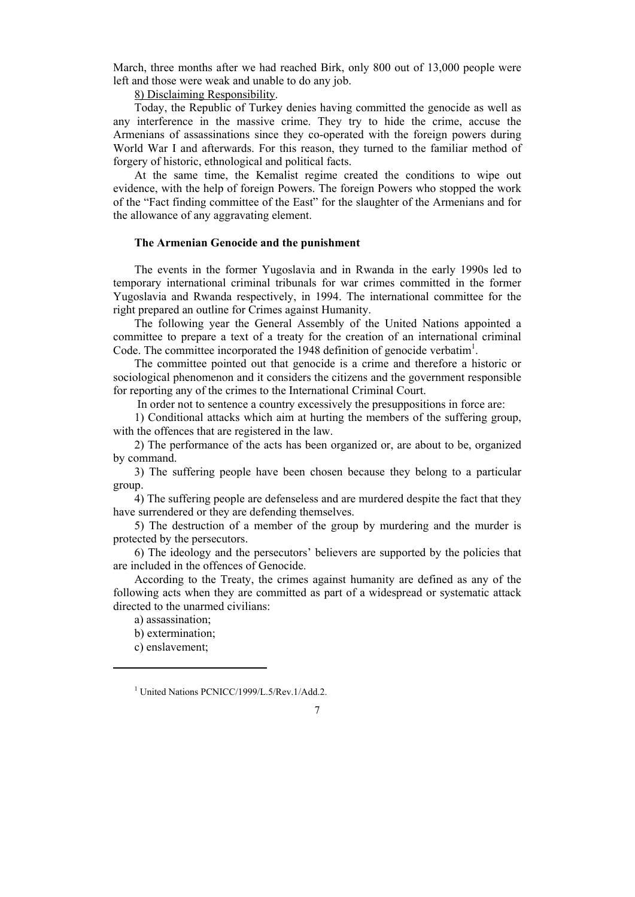March, three months after we had reached Birk, only 800 out of 13,000 people were left and those were weak and unable to do any job.

8) Disclaiming Responsibility.

Today, the Republic of Turkey denies having committed the genocide as well as any interference in the massive crime. They try to hide the crime, accuse the Armenians of assassinations since they co-operated with the foreign powers during World War I and afterwards. For this reason, they turned to the familiar method of forgery of historic, ethnological and political facts.

At the same time, the Kemalist regime created the conditions to wipe out evidence, with the help of foreign Powers. The foreign Powers who stopped the work of the "Fact finding committee of the East" for the slaughter of the Armenians and for the allowance of any aggravating element.

### The Armenian Genocide and the punishment

The events in the former Yugoslavia and in Rwanda in the early 1990s led to temporary international criminal tribunals for war crimes committed in the former Yugoslavia and Rwanda respectively, in 1994. The international committee for the right prepared an outline for Crimes against Humanity.

The following year the General Assembly of the United Nations appointed a committee to prepare a text of a treaty for the creation of an international criminal Code. The committee incorporated the 1948 definition of genocide verbatim[1].

The committee pointed out that genocide is a crime and therefore a historic or sociological phenomenon and it considers the citizens and the government responsible for reporting any of the crimes to the International Criminal Court.

In order not to sentence a country excessively the presuppositions in force are:

1) Conditional attacks which aim at hurting the members of the suffering group, with the offences that are registered in the law.

2) The performance of the acts has been organized or, are about to be, organized by command.

3) The suffering people have been chosen because they belong to a particular group.

4) The suffering people are defenseless and are murdered despite the fact that they have surrendered or they are defending themselves.

5) The destruction of a member of the group by murdering and the murder is protected by the persecutors.

6) The ideology and the persecutors' believers are supported by the policies that are included in the offences of Genocide.

According to the Treaty, the crimes against humanity are defined as any of the following acts when they are committed as part of a widespread or systematic attack directed to the unarmed civilians:

a) assassination;

b) extermination;

c) enslavement;

---

[1] United Nations PCNICC/1999/L.5/Rev.1/Add.2.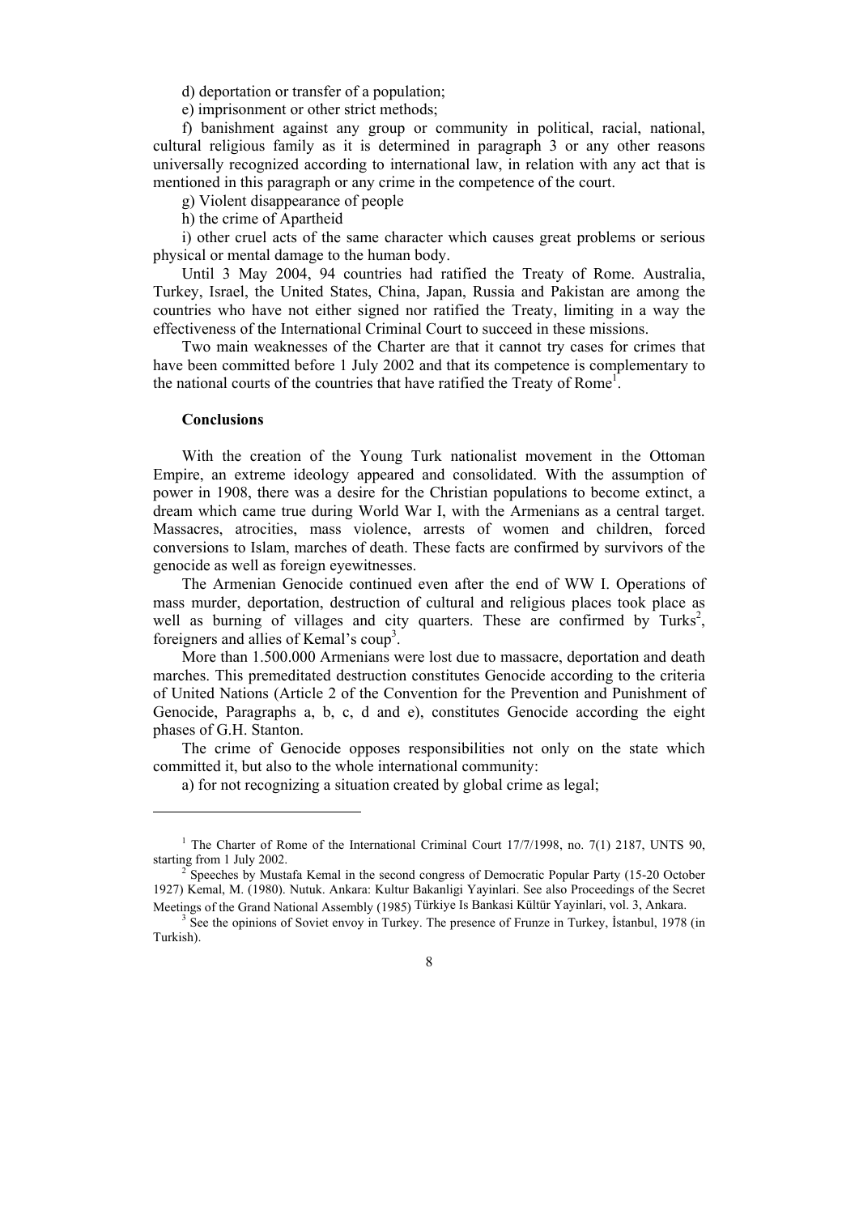d) deportation or transfer of a population;

e) imprisonment or other strict methods;

f) banishment against any group or community in political, racial, national, cultural religious family as it is determined in paragraph 3 or any other reasons universally recognized according to international law, in relation with any act that is mentioned in this paragraph or any crime in the competence of the court.

g) Violent disappearance of people

h) the crime of Apartheid

i) other cruel acts of the same character which causes great problems or serious physical or mental damage to the human body.

Until 3 May 2004, 94 countries had ratified the Treaty of Rome. Australia, Turkey, Israel, the United States, China, Japan, Russia and Pakistan are among the countries who have not either signed nor ratified the Treaty, limiting in a way the effectiveness of the International Criminal Court to succeed in these missions.

Two main weaknesses of the Charter are that it cannot try cases for crimes that have been committed before 1 July 2002 and that its competence is complementary to the national courts of the countries that have ratified the Treaty of Rome[1].

**Conclusions**

With the creation of the Young Turk nationalist movement in the Ottoman Empire, an extreme ideology appeared and consolidated. With the assumption of power in 1908, there was a desire for the Christian populations to become extinct, a dream which came true during World War I, with the Armenians as a central target. Massacres, atrocities, mass violence, arrests of women and children, forced conversions to Islam, marches of death. These facts are confirmed by survivors of the genocide as well as foreign eyewitnesses.

The Armenian Genocide continued even after the end of WW I. Operations of mass murder, deportation, destruction of cultural and religious places took place as well as burning of villages and city quarters. These are confirmed by Turks[2], foreigners and allies of Kemal's coup[3].

More than 1.500.000 Armenians were lost due to massacre, deportation and death marches. This premeditated destruction constitutes Genocide according to the criteria of United Nations (Article 2 of the Convention for the Prevention and Punishment of Genocide, Paragraphs a, b, c, d and e), constitutes Genocide according the eight phases of G.H. Stanton.

The crime of Genocide opposes responsibilities not only on the state which committed it, but also to the whole international community:

a) for not recognizing a situation created by global crime as legal;

---

[1] The Charter of Rome of the International Criminal Court 17/7/1998, no. 7(1) 2187, UNTS 90, starting from 1 July 2002.

[2] Speeches by Mustafa Kemal in the second congress of Democratic Popular Party (15-20 October 1927) Kemal, M. (1980). Nutuk. Ankara: Kultur Bakanligi Yayinlari. See also Proceedings of the Secret Meetings of the Grand National Assembly (1985) Türkiye Is Bankasi Kültür Yayinlari, vol. 3, Ankara.

[3] See the opinions of Soviet envoy in Turkey. The presence of Frunze in Turkey, İstanbul, 1978 (in Turkish).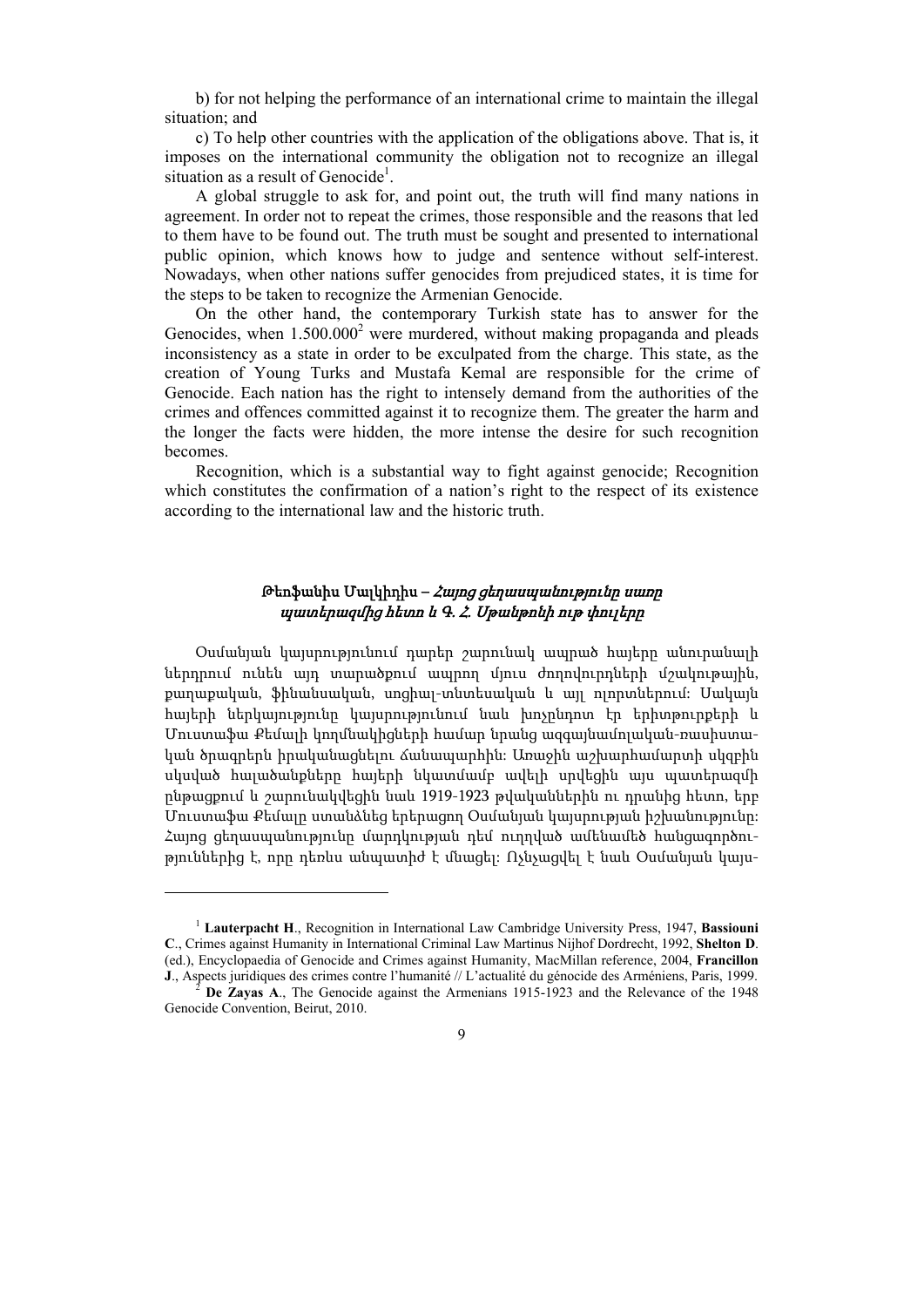b) for not helping the performance of an international crime to maintain the illegal situation; and

c) To help other countries with the application of the obligations above. That is, it imposes on the international community the obligation not to recognize an illegal situation as a result of Genocide[1].

A global struggle to ask for, and point out, the truth will find many nations in agreement. In order not to repeat the crimes, those responsible and the reasons that led to them have to be found out. The truth must be sought and presented to international public opinion, which knows how to judge and sentence without self-interest. Nowadays, when other nations suffer genocides from prejudiced states, it is time for the steps to be taken to recognize the Armenian Genocide.

On the other hand, the contemporary Turkish state has to answer for the Genocides, when 1.500.000[2] were murdered, without making propaganda and pleads inconsistency as a state in order to be exculpated from the charge. This state, as the creation of Young Turks and Mustafa Kemal are responsible for the crime of Genocide. Each nation has the right to intensely demand from the authorities of the crimes and offences committed against it to recognize them. The greater the harm and the longer the facts were hidden, the more intense the desire for such recognition becomes.

Recognition, which is a substantial way to fight against genocide; Recognition which constitutes the confirmation of a nation's right to the respect of its existence according to the international law and the historic truth.

### Թեոֆանիս Մալկիդիս – *Հայոց ցեղասպանությունը սառը պատերազմից հետո և Գ. Հ. Սթանթոնի ութ փուլերը*

Օսմանյան կայսրությունում դարեր շարունակ ապրած հայերը անուրանալի ներդրում ունեն այդ տարածքում ապրող մյուս ժողովուրդների մշակութային, քաղաքական, ֆինանսական, սոցիալ-տնտեսական և այլ ոլորտներում: Սակայն հայերի ներկայությունը կայսրությունում նաև խոչընդոտ էր երիտթուրքերի և Մուստաֆա Քեմալի կողմնակիցների համար նրանց ազգայնամոլական-ռասիստական ծրագրերն իրականացնելու ճանապարհին: Առաջին աշխարհամարտի սկզբին սկսված հալածանքները հայերի նկատմամբ ավելի սրվեցին այս պատերազմի ընթացքում և շարունակվեցին նաև 1919-1923 թվականներին ու դրանից հետո, երբ Մուստաֆա Քեմալը ստանձնեց երերացող Օսմանյան կայսրության իշխանությունը: Հայոց ցեղասպանությունը մարդկության դեմ ուղղված ամենամեծ հանցագործություններից է, որը դեռևս անպատիժ է մնացել: Ոչնչացվել է նաև Օսմանյան կայս-

---

[1] **Lauterpacht H**., Recognition in International Law Cambridge University Press, 1947, **Bassiouni C**., Crimes against Humanity in International Criminal Law Martinus Nijhof Dordrecht, 1992, **Shelton D**. (ed.), Encyclopaedia of Genocide and Crimes against Humanity, MacMillan reference, 2004, **Francillon J**., Aspects juridiques des crimes contre l'humanité // L'actualité du génocide des Arméniens, Paris, 1999.

[2] **De Zayas A**., The Genocide against the Armenians 1915-1923 and the Relevance of the 1948 Genocide Convention, Beirut, 2010.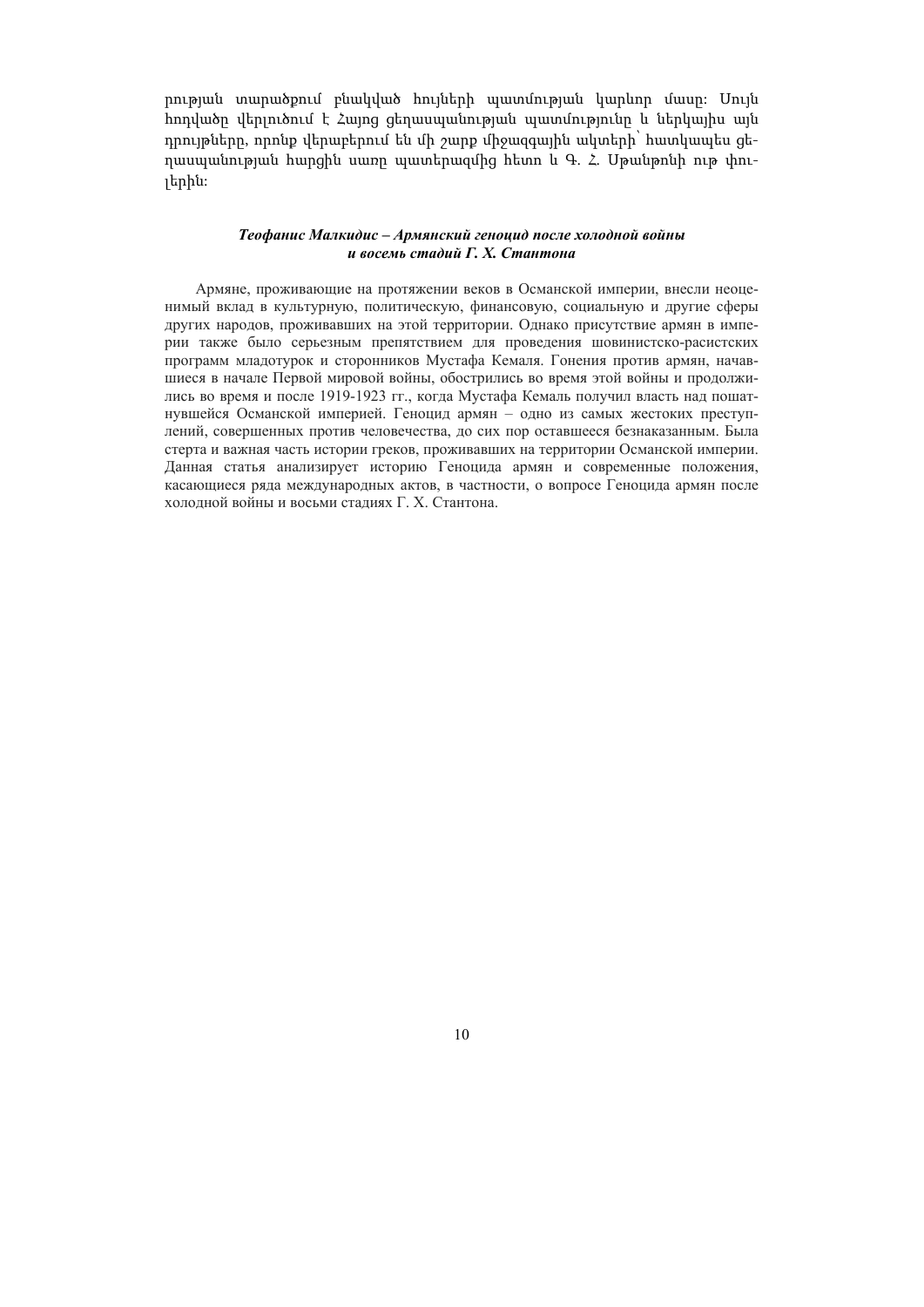րության տարածքում բնակված հույների պատմության կարևոր մասը: Սույն հոդվածը վերլուծում է Հայոց ցեղասպանության պատմությունը և ներկայիս այն դրույթները, որոնք վերաբերում են մի շարք միջազգային ակտերի՝ հատկապես ցեղասպանության հարցին սառը պատերազմից հետո և Գ. Հ. Սթանթոնի ութ փուլերին:

### *Теофанис Малкидис – Армянский геноцид после холодной войны и восемь стадий Г. Х. Стантона*

Армяне, проживающие на протяжении веков в Османской империи, внесли неоценимый вклад в культурную, политическую, финансовую, социальную и другие сферы других народов, проживавших на этой территории. Однако присутствие армян в империи также было серьезным препятствием для проведения шовинистско-расистских программ младотурок и сторонников Мустафа Кемаля. Гонения против армян, начавшиеся в начале Первой мировой войны, обострились во время этой войны и продолжились во время и после 1919-1923 гг., когда Мустафа Кемаль получил власть над пошатнувшейся Османской империей. Геноцид армян – одно из самых жестоких преступлений, совершенных против человечества, до сих пор оставшееся безнаказанным. Была стерта и важная часть истории греков, проживавших на территории Османской империи. Данная статья анализирует историю Геноцида армян и современные положения, касающиеся ряда международных актов, в частности, о вопросе Геноцида армян после холодной войны и восьми стадиях Г. Х. Стантона.